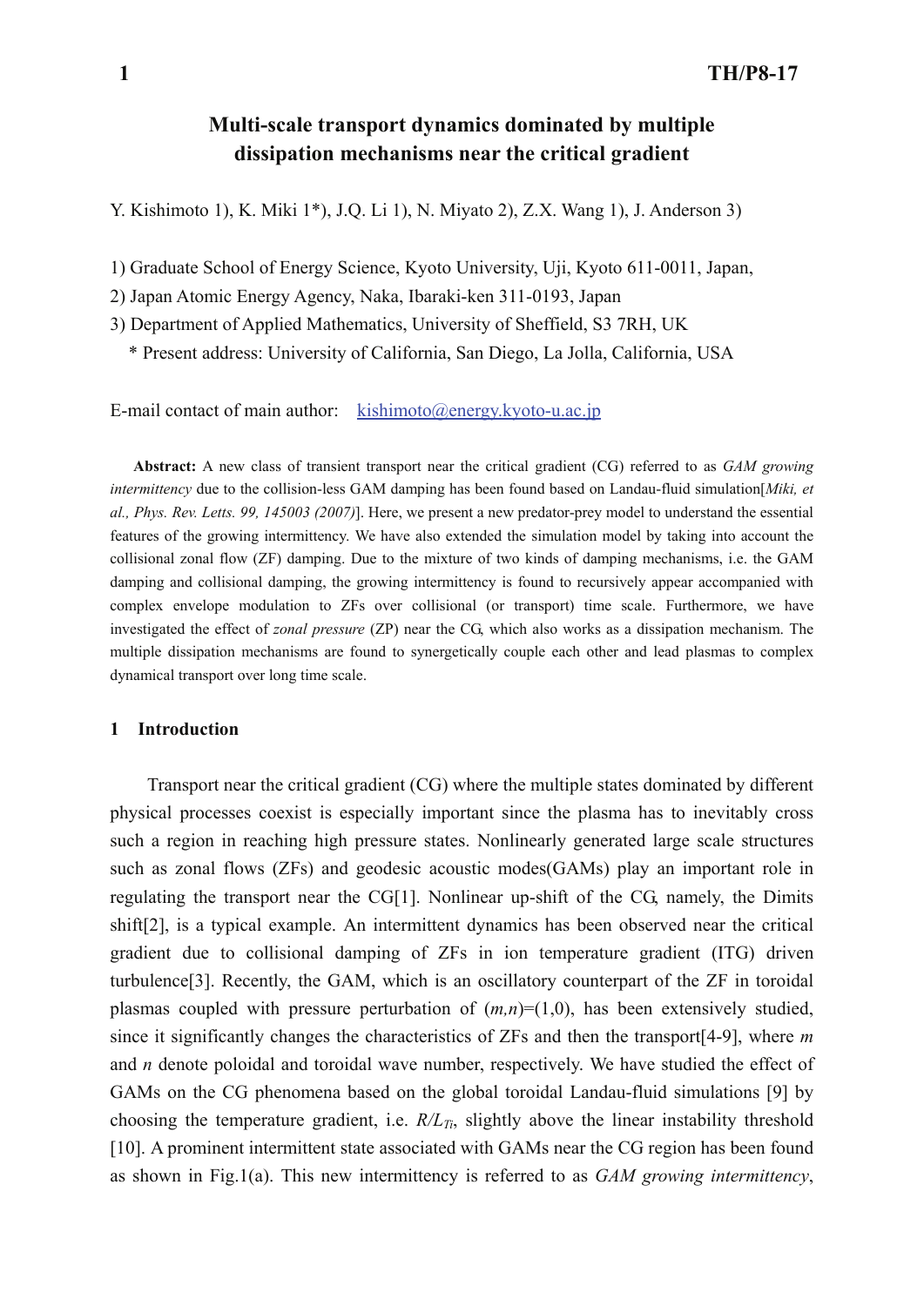# Multi-scale transport dynamics dominated by multiple dissipation mechanisms near the critical gradient

Y. Kishimoto 1), K. Miki 1*), J.Q. Li 1), N. Miyato 2), Z.X. Wang 1), J. Anderson 3)

1) Graduate School of Energy Science, Kyoto University, Uji, Kyoto 611-0011, Japan,

2) Japan Atomic Energy Agency, Naka, Ibaraki-ken 311-0193, Japan

3) Department of Applied Mathematics, University of Sheffield, S3 7RH, UK

\* Present address: University of California, San Diego, La Jolla, California, USA

E-mail contact of main author: kishimoto@energy.kyoto-u.ac.jp

**Abstract:** A new class of transient transport near the critical gradient (CG) referred to as *GAM growing intermittency* due to the collision-less GAM damping has been found based on Landau-fluid simulation[*Miki, et al., Phys. Rev. Letts. 99, 145003 (2007)*]. Here, we present a new predator-prey model to understand the essential features of the growing intermittency. We have also extended the simulation model by taking into account the collisional zonal flow (ZF) damping. Due to the mixture of two kinds of damping mechanisms, i.e. the GAM damping and collisional damping, the growing intermittency is found to recursively appear accompanied with complex envelope modulation to ZFs over collisional (or transport) time scale. Furthermore, we have investigated the effect of *zonal pressure* (ZP) near the CG, which also works as a dissipation mechanism. The multiple dissipation mechanisms are found to synergetically couple each other and lead plasmas to complex dynamical transport over long time scale.

## 1 Introduction

Transport near the critical gradient (CG) where the multiple states dominated by different physical processes coexist is especially important since the plasma has to inevitably cross such a region in reaching high pressure states. Nonlinearly generated large scale structures such as zonal flows (ZFs) and geodesic acoustic modes(GAMs) play an important role in regulating the transport near the CG[1]. Nonlinear up-shift of the CG, namely, the Dimits shift[2], is a typical example. An intermittent dynamics has been observed near the critical gradient due to collisional damping of ZFs in ion temperature gradient (ITG) driven turbulence[3]. Recently, the GAM, which is an oscillatory counterpart of the ZF in toroidal plasmas coupled with pressure perturbation of $(m,n)=(1,0)$, has been extensively studied, since it significantly changes the characteristics of ZFs and then the transport[4-9], where $m$ and $n$ denote poloidal and toroidal wave number, respectively. We have studied the effect of GAMs on the CG phenomena based on the global toroidal Landau-fluid simulations [9] by choosing the temperature gradient, i.e. $R/L_{Ti}$, slightly above the linear instability threshold [10]. A prominent intermittent state associated with GAMs near the CG region has been found as shown in Fig.1(a). This new intermittency is referred to as *GAM growing intermittency*,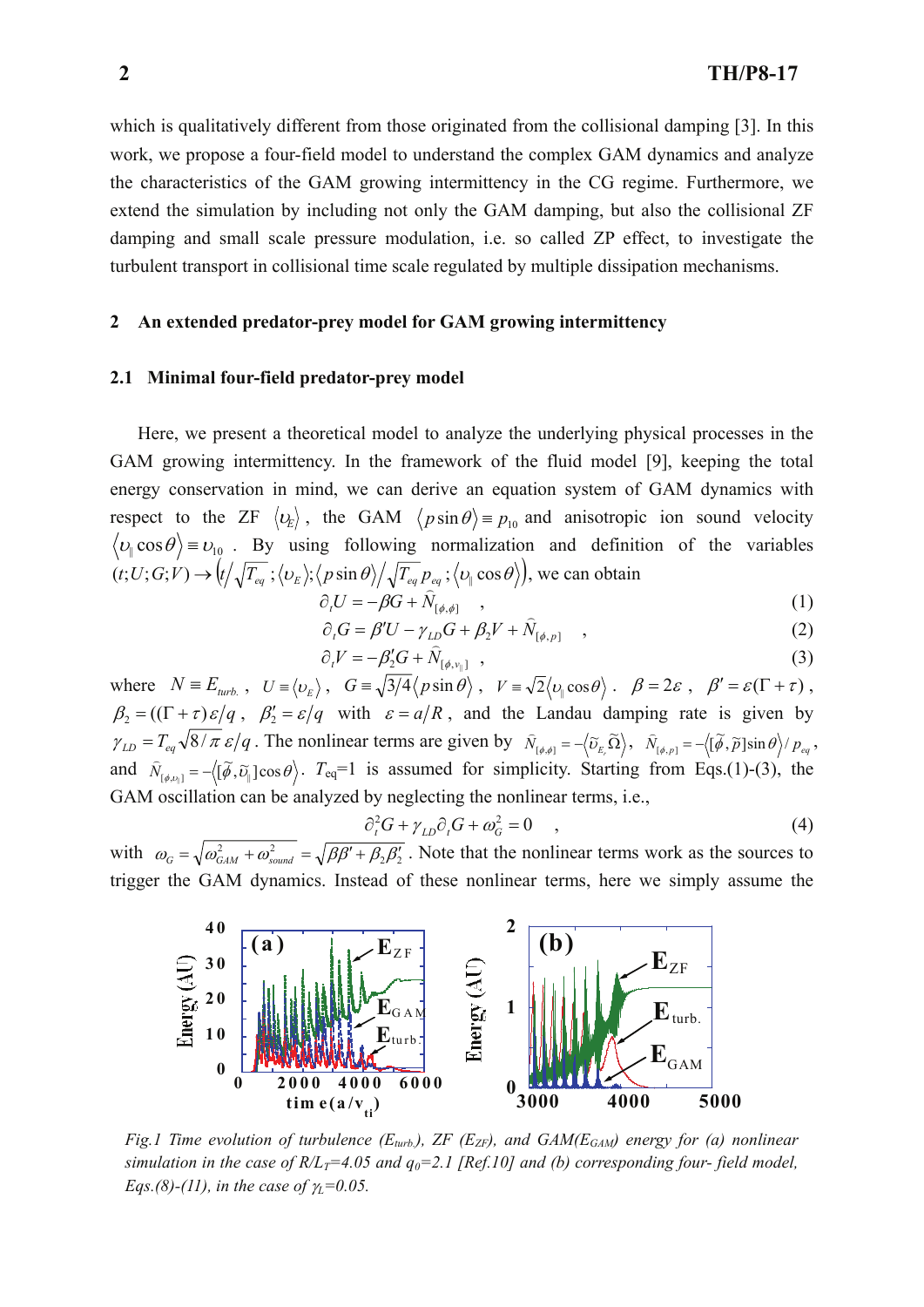which is qualitatively different from those originated from the collisional damping [3]. In this work, we propose a four-field model to understand the complex GAM dynamics and analyze the characteristics of the GAM growing intermittency in the CG regime. Furthermore, we extend the simulation by including not only the GAM damping, but also the collisional ZF damping and small scale pressure modulation, i.e. so called ZP effect, to investigate the turbulent transport in collisional time scale regulated by multiple dissipation mechanisms.

## 2 An extended predator-prey model for GAM growing intermittency

### 2.1 Minimal four-field predator-prey model

Here, we present a theoretical model to analyze the underlying physical processes in the GAM growing intermittency. In the framework of the fluid model [9], keeping the total energy conservation in mind, we can derive an equation system of GAM dynamics with respect to the ZF $\langle \upsilon_E \rangle$, the GAM $\langle p\sin\theta \rangle \equiv p_{10}$ and anisotropic ion sound velocity $\langle \upsilon_\parallel \cos\theta \rangle \equiv \upsilon_{10}$. By using following normalization and definition of the variables $(t;U;G;V) \rightarrow \left(t/\sqrt{T_{eq}}\,;\langle \upsilon_E \rangle;\langle p\sin\theta \rangle / \sqrt{T_{eq}}\,p_{eq}\,;\langle \upsilon_\parallel \cos\theta \rangle\right)$, we can obtain

$$\partial_t U = -\beta G + \widehat{N}_{[\phi,\phi]} \quad , \tag{1}$$

$$\partial_t G = \beta' U - \gamma_{LD} G + \beta_2 V + \widehat{N}_{[\phi,p]} \quad , \tag{2}$$

$$\partial_t V = -\beta_2' G + \widehat{N}_{[\phi,v_\parallel]} \quad , \tag{3}$$

where $N \equiv E_{turb.}$, $U \equiv \langle \upsilon_E \rangle$, $G \equiv \sqrt{3/4}\langle p\sin\theta \rangle$, $V \equiv \sqrt{2}\langle \upsilon_\parallel \cos\theta \rangle$. $\beta = 2\varepsilon$, $\beta' = \varepsilon(\Gamma+\tau)$, $\beta_2 = ((\Gamma+\tau)\varepsilon/q$, $\beta_2' = \varepsilon/q$ with $\varepsilon = a/R$, and the Landau damping rate is given by $\gamma_{LD} = T_{eq}\sqrt{8/\pi}\,\varepsilon/q$. The nonlinear terms are given by $\widehat{N}_{[\phi,\phi]} = -\langle \widetilde{\upsilon}_{E_r}\widetilde{\Omega} \rangle$, $\widehat{N}_{[\phi,p]} = -\langle [\widetilde{\phi},\widetilde{p}]\sin\theta \rangle / p_{eq}$, and $\widehat{N}_{[\phi,\upsilon_\parallel]} = -\langle [\widetilde{\phi},\widetilde{\upsilon}_\parallel]\cos\theta \rangle$. $T_{eq}$=1 is assumed for simplicity. Starting from Eqs.(1)-(3), the GAM oscillation can be analyzed by neglecting the nonlinear terms, i.e.,

$$\partial_t^2 G + \gamma_{LD}\partial_t G + \omega_G^2 = 0 \quad , \tag{4}$$

with $\omega_G = \sqrt{\omega_{GAM}^2 + \omega_{sound}^2} = \sqrt{\beta\beta' + \beta_2\beta_2'}$. Note that the nonlinear terms work as the sources to trigger the GAM dynamics. Instead of these nonlinear terms, here we simply assume the

*Fig.1 Time evolution of turbulence ($E_{turb.}$), ZF ($E_{ZF}$), and GAM($E_{GAM}$) energy for (a) nonlinear simulation in the case of $R/L_T$=4.05 and $q_0$=2.1 [Ref.10] and (b) corresponding four- field model, Eqs.(8)-(11), in the case of $\gamma_L$=0.05.*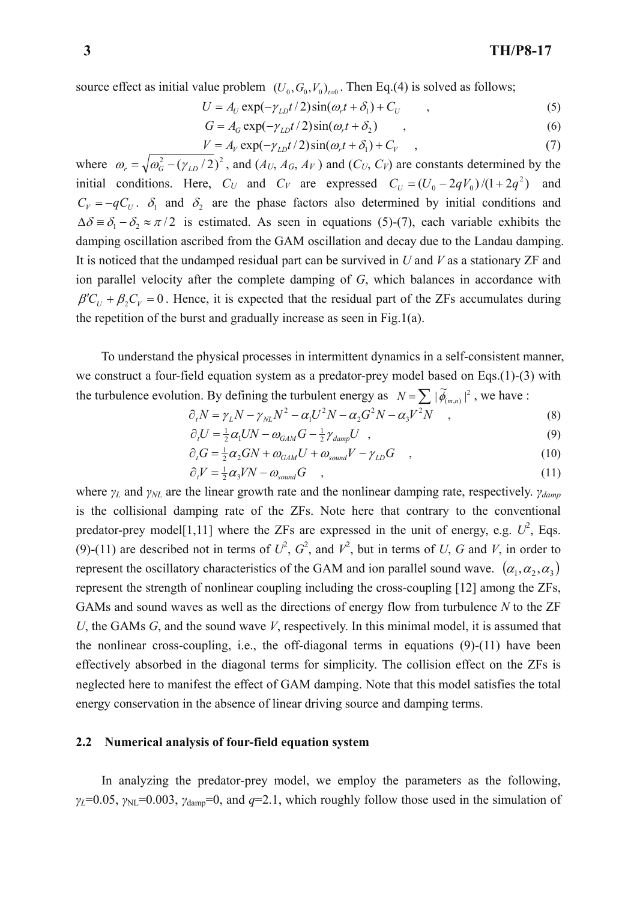source effect as initial value problem $(U_0, G_0, V_0)_{t=0}$. Then Eq.(4) is solved as follows;

$$U = A_U \exp(-\gamma_{LD} t/2) \sin(\omega_r t + \delta_1) + C_U \quad , \tag{5}$$

$$G = A_G \exp(-\gamma_{LD} t/2) \sin(\omega_r t + \delta_2) \quad , \tag{6}$$

$$V = A_V \exp(-\gamma_{LD} t/2) \sin(\omega_r t + \delta_1) + C_V \quad , \tag{7}$$

where $\omega_r = \sqrt{\omega_G^2 - (\gamma_{LD}/2)^2}$, and ($A_U$, $A_G$, $A_V$ ) and ($C_U$, $C_V$) are constants determined by the initial conditions. Here, $C_U$ and $C_V$ are expressed $C_U = (U_0 - 2qV_0)/(1+2q^2)$ and $C_V = -qC_U$. $\delta_1$ and $\delta_2$ are the phase factors also determined by initial conditions and $\Delta\delta \equiv \delta_1 - \delta_2 \approx \pi/2$ is estimated. As seen in equations (5)-(7), each variable exhibits the damping oscillation ascribed from the GAM oscillation and decay due to the Landau damping. It is noticed that the undamped residual part can be survived in *U* and *V* as a stationary ZF and ion parallel velocity after the complete damping of *G*, which balances in accordance with $\beta' C_U + \beta_2 C_V = 0$. Hence, it is expected that the residual part of the ZFs accumulates during the repetition of the burst and gradually increase as seen in Fig.1(a).

To understand the physical processes in intermittent dynamics in a self-consistent manner, we construct a four-field equation system as a predator-prey model based on Eqs.(1)-(3) with the turbulence evolution. By defining the turbulent energy as $N = \sum |\tilde{\phi}_{(m,n)}|^2$, we have :

$$\partial_t N = \gamma_L N - \gamma_{NL} N^2 - \alpha_1 U^2 N - \alpha_2 G^2 N - \alpha_3 V^2 N \quad , \tag{8}$$

$$\partial_t U = \tfrac{1}{2}\alpha_1 U N - \omega_{GAM} G - \tfrac{1}{2}\gamma_{damp} U \quad , \tag{9}$$

$$\partial_t G = \tfrac{1}{2}\alpha_2 G N + \omega_{GAM} U + \omega_{sound} V - \gamma_{LD} G \quad , \tag{10}$$

$$\partial_t V = \tfrac{1}{2}\alpha_3 V N - \omega_{sound} G \quad , \tag{11}$$

where $\gamma_L$ and $\gamma_{NL}$ are the linear growth rate and the nonlinear damping rate, respectively. $\gamma_{damp}$ is the collisional damping rate of the ZFs. Note here that contrary to the conventional predator-prey model[1,11] where the ZFs are expressed in the unit of energy, e.g. $U^2$, Eqs. (9)-(11) are described not in terms of $U^2$, $G^2$, and $V^2$, but in terms of *U*, *G* and *V*, in order to represent the oscillatory characteristics of the GAM and ion parallel sound wave. $(\alpha_1, \alpha_2, \alpha_3)$ represent the strength of nonlinear coupling including the cross-coupling [12] among the ZFs, GAMs and sound waves as well as the directions of energy flow from turbulence *N* to the ZF *U*, the GAMs *G*, and the sound wave *V*, respectively. In this minimal model, it is assumed that the nonlinear cross-coupling, i.e., the off-diagonal terms in equations (9)-(11) have been effectively absorbed in the diagonal terms for simplicity. The collision effect on the ZFs is neglected here to manifest the effect of GAM damping. Note that this model satisfies the total energy conservation in the absence of linear driving source and damping terms.

### 2.2 Numerical analysis of four-field equation system

In analyzing the predator-prey model, we employ the parameters as the following, $\gamma_L$=0.05, $\gamma_{NL}$=0.003, $\gamma_{damp}$=0, and $q$=2.1, which roughly follow those used in the simulation of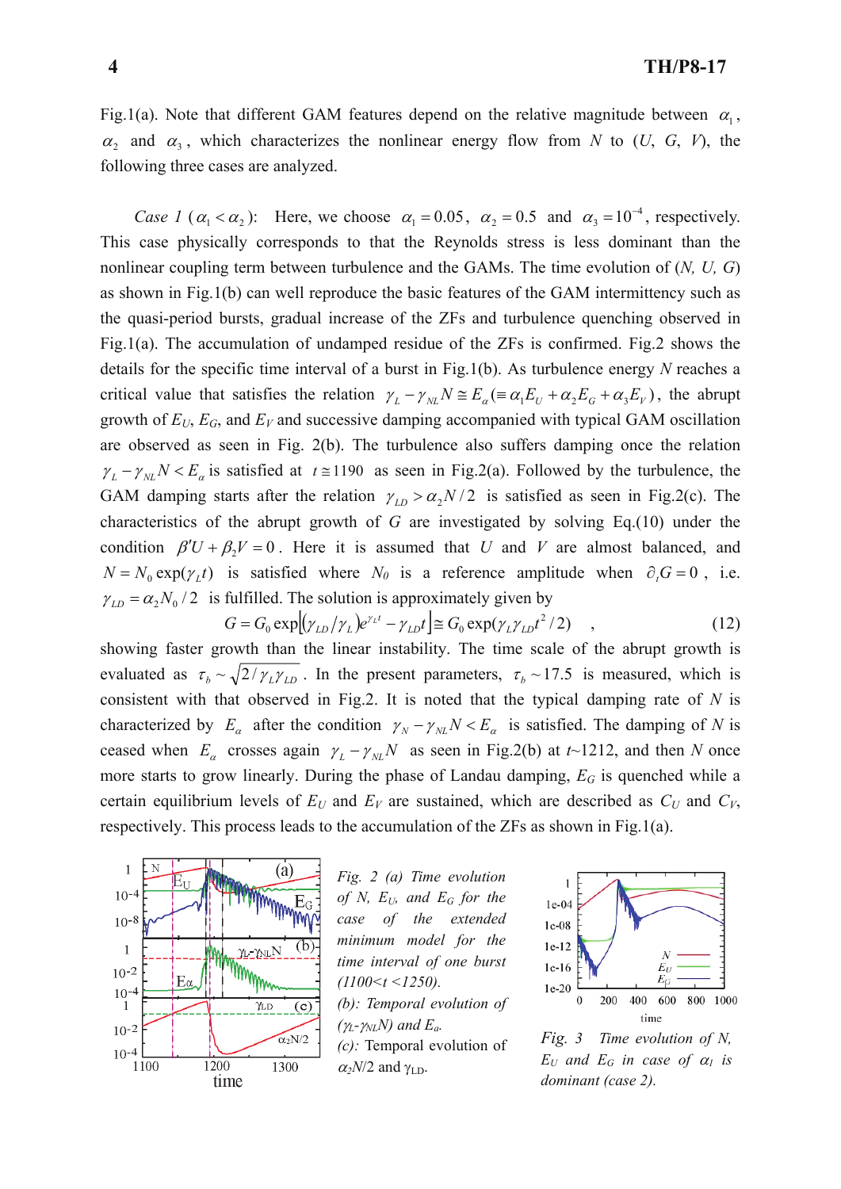Fig.1(a). Note that different GAM features depend on the relative magnitude between $\alpha_1$, $\alpha_2$ and $\alpha_3$, which characterizes the nonlinear energy flow from $N$ to ($U$, $G$, $V$), the following three cases are analyzed.

*Case 1* ($\alpha_1 < \alpha_2$): Here, we choose $\alpha_1 = 0.05$, $\alpha_2 = 0.5$ and $\alpha_3 = 10^{-4}$, respectively. This case physically corresponds to that the Reynolds stress is less dominant than the nonlinear coupling term between turbulence and the GAMs. The time evolution of ($N$, $U$, $G$) as shown in Fig.1(b) can well reproduce the basic features of the GAM intermittency such as the quasi-period bursts, gradual increase of the ZFs and turbulence quenching observed in Fig.1(a). The accumulation of undamped residue of the ZFs is confirmed. Fig.2 shows the details for the specific time interval of a burst in Fig.1(b). As turbulence energy $N$ reaches a critical value that satisfies the relation $\gamma_L - \gamma_{NL} N \cong E_\alpha (\equiv \alpha_1 E_U + \alpha_2 E_G + \alpha_3 E_V)$, the abrupt growth of $E_U$, $E_G$, and $E_V$ and successive damping accompanied with typical GAM oscillation are observed as seen in Fig. 2(b). The turbulence also suffers damping once the relation $\gamma_L - \gamma_{NL} N < E_\alpha$ is satisfied at $t \cong 1190$ as seen in Fig.2(a). Followed by the turbulence, the GAM damping starts after the relation $\gamma_{LD} > \alpha_2 N / 2$ is satisfied as seen in Fig.2(c). The characteristics of the abrupt growth of $G$ are investigated by solving Eq.(10) under the condition $\beta' U + \beta_2 V = 0$. Here it is assumed that $U$ and $V$ are almost balanced, and $N = N_0 \exp(\gamma_L t)$ is satisfied where $N_0$ is a reference amplitude when $\partial_t G = 0$, i.e. $\gamma_{LD} = \alpha_2 N_0 / 2$ is fulfilled. The solution is approximately given by

$$G = G_0 \exp\left[ (\gamma_{LD}/\gamma_L) e^{\gamma_L t} - \gamma_{LD} t \right] \cong G_0 \exp(\gamma_L \gamma_{LD} t^2 / 2) \quad , \tag{12}$$

showing faster growth than the linear instability. The time scale of the abrupt growth is evaluated as $\tau_b \sim \sqrt{2/\gamma_L \gamma_{LD}}$. In the present parameters, $\tau_b \sim 17.5$ is measured, which is consistent with that observed in Fig.2. It is noted that the typical damping rate of $N$ is characterized by $E_\alpha$ after the condition $\gamma_N - \gamma_{NL} N < E_\alpha$ is satisfied. The damping of $N$ is ceased when $E_\alpha$ crosses again $\gamma_L - \gamma_{NL} N$ as seen in Fig.2(b) at $t$~1212, and then $N$ once more starts to grow linearly. During the phase of Landau damping, $E_G$ is quenched while a certain equilibrium levels of $E_U$ and $E_V$ are sustained, which are described as $C_U$ and $C_V$, respectively. This process leads to the accumulation of the ZFs as shown in Fig.1(a).

*Fig. 2 (a) Time evolution of N, $E_U$, and $E_G$ for the case of the extended minimum model for the time interval of one burst (1100<t<1250). (b): Temporal evolution of ($\gamma_L$-$\gamma_{NL}$N) and $E_\alpha$.* (c): Temporal evolution of $\alpha_2 N/2$ and $\gamma_{LD}$.

*Fig. 3 Time evolution of N, $E_U$ and $E_G$ in case of $\alpha_1$ is dominant (case 2).*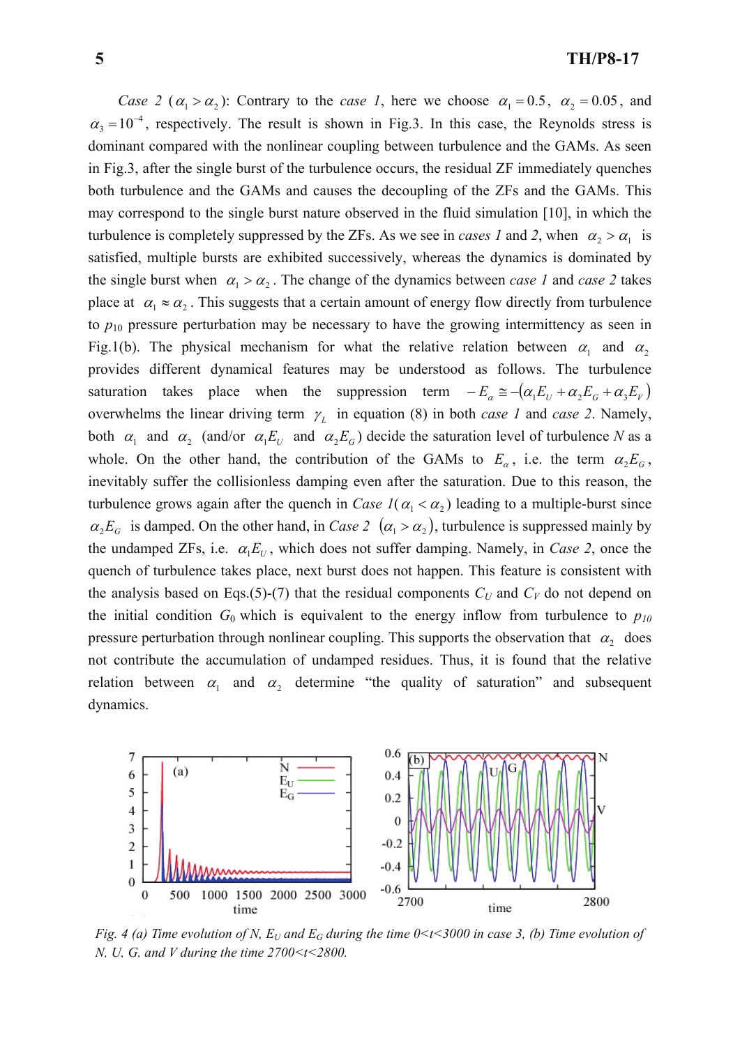*Case 2* ($\alpha_1 > \alpha_2$): Contrary to the *case 1*, here we choose $\alpha_1 = 0.5$, $\alpha_2 = 0.05$, and $\alpha_3 = 10^{-4}$, respectively. The result is shown in Fig.3. In this case, the Reynolds stress is dominant compared with the nonlinear coupling between turbulence and the GAMs. As seen in Fig.3, after the single burst of the turbulence occurs, the residual ZF immediately quenches both turbulence and the GAMs and causes the decoupling of the ZFs and the GAMs. This may correspond to the single burst nature observed in the fluid simulation [10], in which the turbulence is completely suppressed by the ZFs. As we see in *cases 1* and *2*, when $\alpha_2 > \alpha_1$ is satisfied, multiple bursts are exhibited successively, whereas the dynamics is dominated by the single burst when $\alpha_1 > \alpha_2$. The change of the dynamics between *case 1* and *case 2* takes place at $\alpha_1 \approx \alpha_2$. This suggests that a certain amount of energy flow directly from turbulence to $p_{10}$ pressure perturbation may be necessary to have the growing intermittency as seen in Fig.1(b). The physical mechanism for what the relative relation between $\alpha_1$ and $\alpha_2$ provides different dynamical features may be understood as follows. The turbulence saturation takes place when the suppression term $-E_\alpha \cong -(\alpha_1 E_U + \alpha_2 E_G + \alpha_3 E_V)$ overwhelms the linear driving term $\gamma_L$ in equation (8) in both *case 1* and *case 2*. Namely, both $\alpha_1$ and $\alpha_2$ (and/or $\alpha_1 E_U$ and $\alpha_2 E_G$) decide the saturation level of turbulence $N$ as a whole. On the other hand, the contribution of the GAMs to $E_\alpha$, i.e. the term $\alpha_2 E_G$, inevitably suffer the collisionless damping even after the saturation. Due to this reason, the turbulence grows again after the quench in *Case 1*($\alpha_1 < \alpha_2$) leading to a multiple-burst since $\alpha_2 E_G$ is damped. On the other hand, in *Case 2* $(\alpha_1 > \alpha_2)$, turbulence is suppressed mainly by the undamped ZFs, i.e. $\alpha_1 E_U$, which does not suffer damping. Namely, in *Case 2*, once the quench of turbulence takes place, next burst does not happen. This feature is consistent with the analysis based on Eqs.(5)-(7) that the residual components $C_U$ and $C_V$ do not depend on the initial condition $G_0$ which is equivalent to the energy inflow from turbulence to $p_{10}$ pressure perturbation through nonlinear coupling. This supports the observation that $\alpha_2$ does not contribute the accumulation of undamped residues. Thus, it is found that the relative relation between $\alpha_1$ and $\alpha_2$ determine "the quality of saturation" and subsequent dynamics.

*Fig. 4 (a) Time evolution of N, $E_U$ and $E_G$ during the time 0<t<3000 in case 3, (b) Time evolution of N, U, G, and V during the time 2700<t<2800.*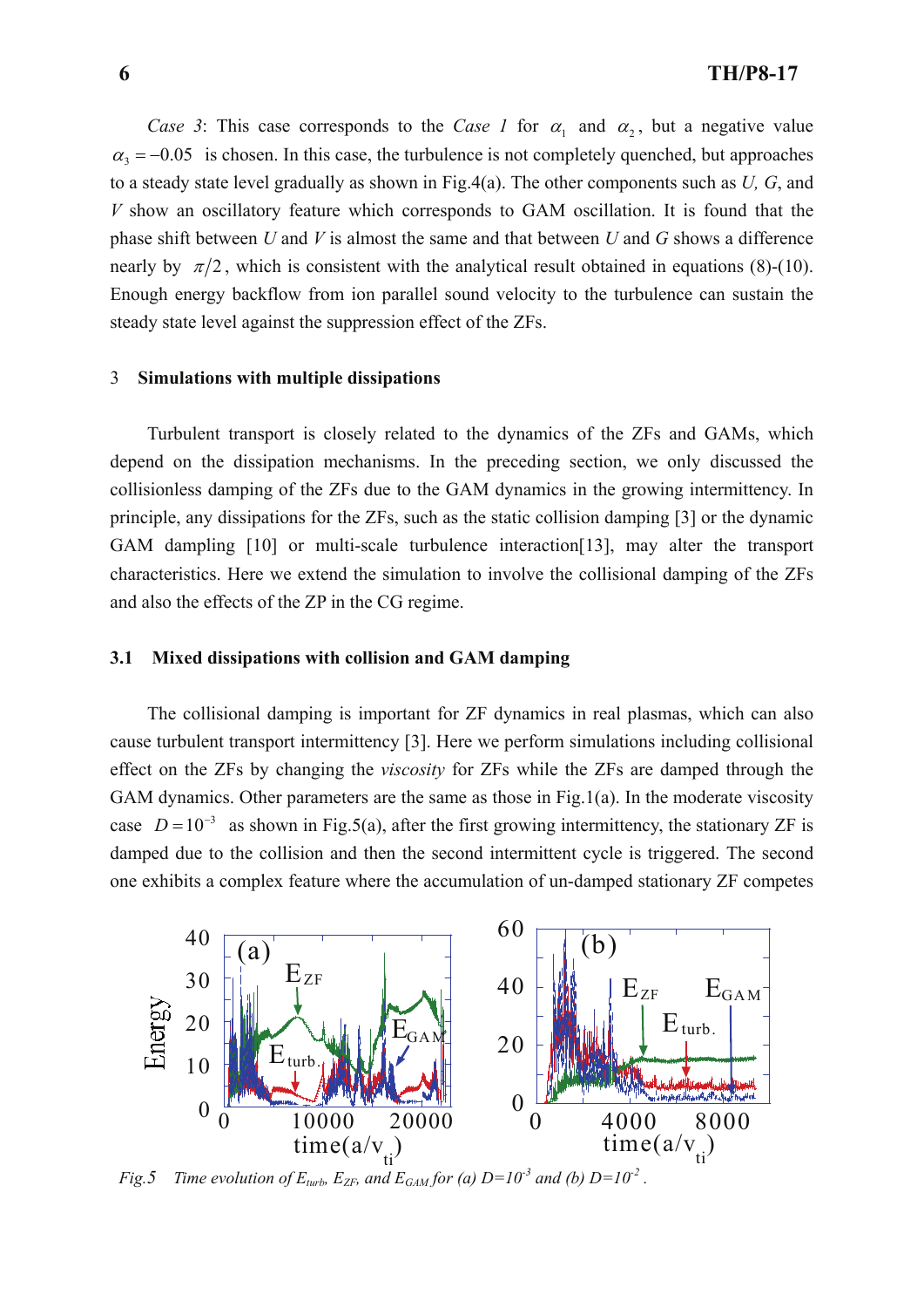*Case 3*: This case corresponds to the *Case 1* for $\alpha_1$ and $\alpha_2$, but a negative value $\alpha_3 = -0.05$ is chosen. In this case, the turbulence is not completely quenched, but approaches to a steady state level gradually as shown in Fig.4(a). The other components such as *U, G*, and *V* show an oscillatory feature which corresponds to GAM oscillation. It is found that the phase shift between *U* and *V* is almost the same and that between *U* and *G* shows a difference nearly by $\pi/2$, which is consistent with the analytical result obtained in equations (8)-(10). Enough energy backflow from ion parallel sound velocity to the turbulence can sustain the steady state level against the suppression effect of the ZFs.

## 3 Simulations with multiple dissipations

Turbulent transport is closely related to the dynamics of the ZFs and GAMs, which depend on the dissipation mechanisms. In the preceding section, we only discussed the collisionless damping of the ZFs due to the GAM dynamics in the growing intermittency. In principle, any dissipations for the ZFs, such as the static collision damping [3] or the dynamic GAM damping [10] or multi-scale turbulence interaction[13], may alter the transport characteristics. Here we extend the simulation to involve the collisional damping of the ZFs and also the effects of the ZP in the CG regime.

### 3.1 Mixed dissipations with collision and GAM damping

The collisional damping is important for ZF dynamics in real plasmas, which can also cause turbulent transport intermittency [3]. Here we perform simulations including collisional effect on the ZFs by changing the *viscosity* for ZFs while the ZFs are damped through the GAM dynamics. Other parameters are the same as those in Fig.1(a). In the moderate viscosity case $D = 10^{-3}$ as shown in Fig.5(a), after the first growing intermittency, the stationary ZF is damped due to the collision and then the second intermittent cycle is triggered. The second one exhibits a complex feature where the accumulation of un-damped stationary ZF competes

*Fig.5 Time evolution of $E_{turb}$, $E_{ZF}$, and $E_{GAM}$ for (a) $D=10^{-3}$ and (b) $D=10^{-2}$.*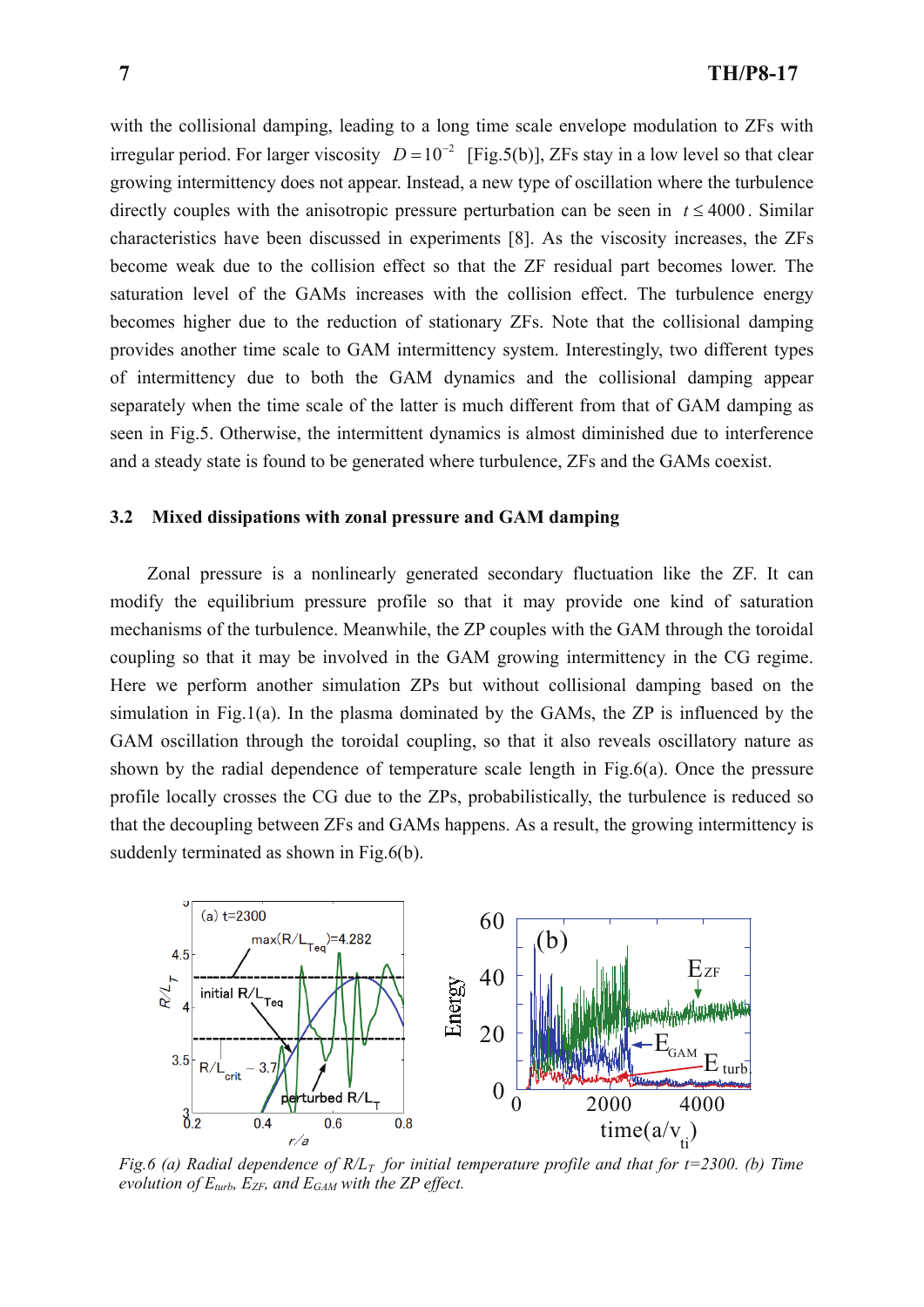with the collisional damping, leading to a long time scale envelope modulation to ZFs with irregular period. For larger viscosity $D = 10^{-2}$ [Fig.5(b)], ZFs stay in a low level so that clear growing intermittency does not appear. Instead, a new type of oscillation where the turbulence directly couples with the anisotropic pressure perturbation can be seen in $t \le 4000$. Similar characteristics have been discussed in experiments [8]. As the viscosity increases, the ZFs become weak due to the collision effect so that the ZF residual part becomes lower. The saturation level of the GAMs increases with the collision effect. The turbulence energy becomes higher due to the reduction of stationary ZFs. Note that the collisional damping provides another time scale to GAM intermittency system. Interestingly, two different types of intermittency due to both the GAM dynamics and the collisional damping appear separately when the time scale of the latter is much different from that of GAM damping as seen in Fig.5. Otherwise, the intermittent dynamics is almost diminished due to interference and a steady state is found to be generated where turbulence, ZFs and the GAMs coexist.

## 3.2 Mixed dissipations with zonal pressure and GAM damping

Zonal pressure is a nonlinearly generated secondary fluctuation like the ZF. It can modify the equilibrium pressure profile so that it may provide one kind of saturation mechanisms of the turbulence. Meanwhile, the ZP couples with the GAM through the toroidal coupling so that it may be involved in the GAM growing intermittency in the CG regime. Here we perform another simulation ZPs but without collisional damping based on the simulation in Fig.1(a). In the plasma dominated by the GAMs, the ZP is influenced by the GAM oscillation through the toroidal coupling, so that it also reveals oscillatory nature as shown by the radial dependence of temperature scale length in Fig.6(a). Once the pressure profile locally crosses the CG due to the ZPs, probabilistically, the turbulence is reduced so that the decoupling between ZFs and GAMs happens. As a result, the growing intermittency is suddenly terminated as shown in Fig.6(b).

*Fig.6 (a) Radial dependence of $R/L_T$ for initial temperature profile and that for t=2300. (b) Time evolution of $E_{turb}$, $E_{ZF}$, and $E_{GAM}$ with the ZP effect.*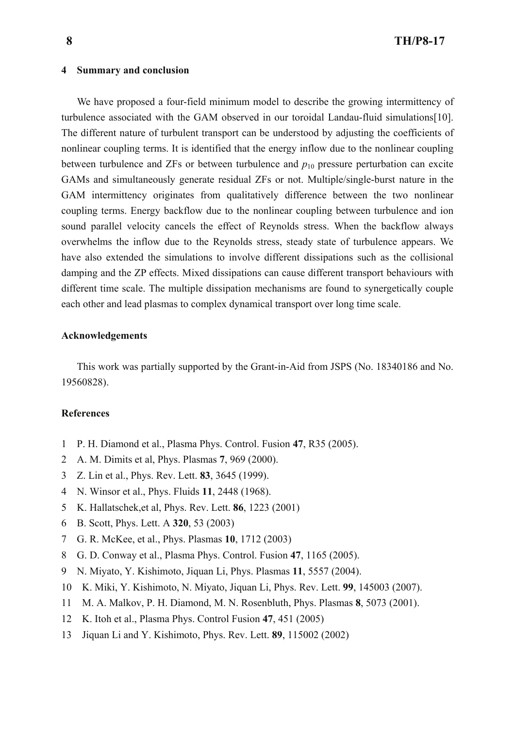## 4 Summary and conclusion

We have proposed a four-field minimum model to describe the growing intermittency of turbulence associated with the GAM observed in our toroidal Landau-fluid simulations[10]. The different nature of turbulent transport can be understood by adjusting the coefficients of nonlinear coupling terms. It is identified that the energy inflow due to the nonlinear coupling between turbulence and ZFs or between turbulence and $p_{10}$ pressure perturbation can excite GAMs and simultaneously generate residual ZFs or not. Multiple/single-burst nature in the GAM intermittency originates from qualitatively difference between the two nonlinear coupling terms. Energy backflow due to the nonlinear coupling between turbulence and ion sound parallel velocity cancels the effect of Reynolds stress. When the backflow always overwhelms the inflow due to the Reynolds stress, steady state of turbulence appears. We have also extended the simulations to involve different dissipations such as the collisional damping and the ZP effects. Mixed dissipations can cause different transport behaviours with different time scale. The multiple dissipation mechanisms are found to synergetically couple each other and lead plasmas to complex dynamical transport over long time scale.

### Acknowledgements

This work was partially supported by the Grant-in-Aid from JSPS (No. 18340186 and No. 19560828).

### References

1 P. H. Diamond et al., Plasma Phys. Control. Fusion **47**, R35 (2005).
2 A. M. Dimits et al, Phys. Plasmas **7**, 969 (2000).
3 Z. Lin et al., Phys. Rev. Lett. **83**, 3645 (1999).
4 N. Winsor et al., Phys. Fluids **11**, 2448 (1968).
5 K. Hallatschek,et al, Phys. Rev. Lett. **86**, 1223 (2001)
6 B. Scott, Phys. Lett. A **320**, 53 (2003)
7 G. R. McKee, et al., Phys. Plasmas **10**, 1712 (2003)
8 G. D. Conway et al., Plasma Phys. Control. Fusion **47**, 1165 (2005).
9 N. Miyato, Y. Kishimoto, Jiquan Li, Phys. Plasmas **11**, 5557 (2004).
10 K. Miki, Y. Kishimoto, N. Miyato, Jiquan Li, Phys. Rev. Lett. **99**, 145003 (2007).
11 M. A. Malkov, P. H. Diamond, M. N. Rosenbluth, Phys. Plasmas **8**, 5073 (2001).
12 K. Itoh et al., Plasma Phys. Control Fusion **47**, 451 (2005)
13 Jiquan Li and Y. Kishimoto, Phys. Rev. Lett. **89**, 115002 (2002)